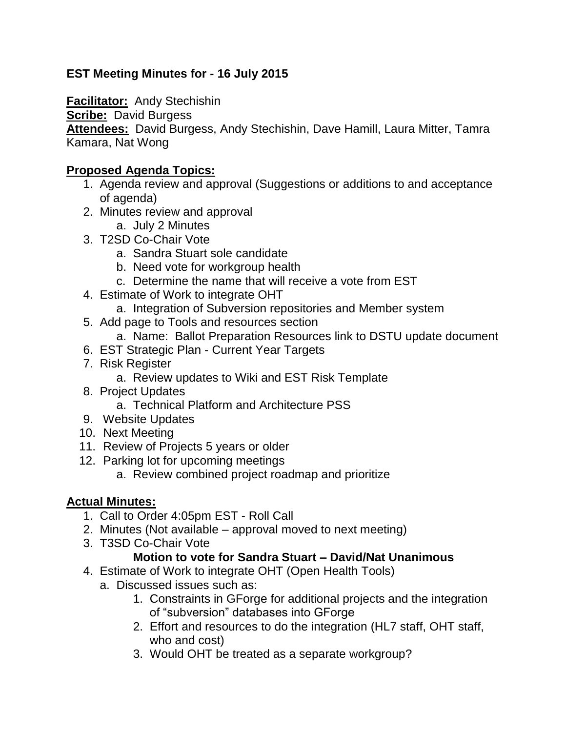**EST Meeting Minutes for - 16 July 2015**

**Facilitator:** Andy Stechishin
**Scribe:** David Burgess
**Attendees:** David Burgess, Andy Stechishin, Dave Hamill, Laura Mitter, Tamra Kamara, Nat Wong

**Proposed Agenda Topics:**

1. Agenda review and approval (Suggestions or additions to and acceptance of agenda)
2. Minutes review and approval
    a. July 2 Minutes
3. T2SD Co-Chair Vote
    a. Sandra Stuart sole candidate
    b. Need vote for workgroup health
    c. Determine the name that will receive a vote from EST
4. Estimate of Work to integrate OHT
    a. Integration of Subversion repositories and Member system
5. Add page to Tools and resources section
    a. Name: Ballot Preparation Resources link to DSTU update document
6. EST Strategic Plan - Current Year Targets
7. Risk Register
    a. Review updates to Wiki and EST Risk Template
8. Project Updates
    a. Technical Platform and Architecture PSS
9. Website Updates
10. Next Meeting
11. Review of Projects 5 years or older
12. Parking lot for upcoming meetings
    a. Review combined project roadmap and prioritize

**Actual Minutes:**

1. Call to Order 4:05pm EST - Roll Call
2. Minutes (Not available – approval moved to next meeting)
3. T3SD Co-Chair Vote

    **Motion to vote for Sandra Stuart – David/Nat Unanimous**

4. Estimate of Work to integrate OHT (Open Health Tools)
    a. Discussed issues such as:
        1. Constraints in GForge for additional projects and the integration of "subversion" databases into GForge
        2. Effort and resources to do the integration (HL7 staff, OHT staff, who and cost)
        3. Would OHT be treated as a separate workgroup?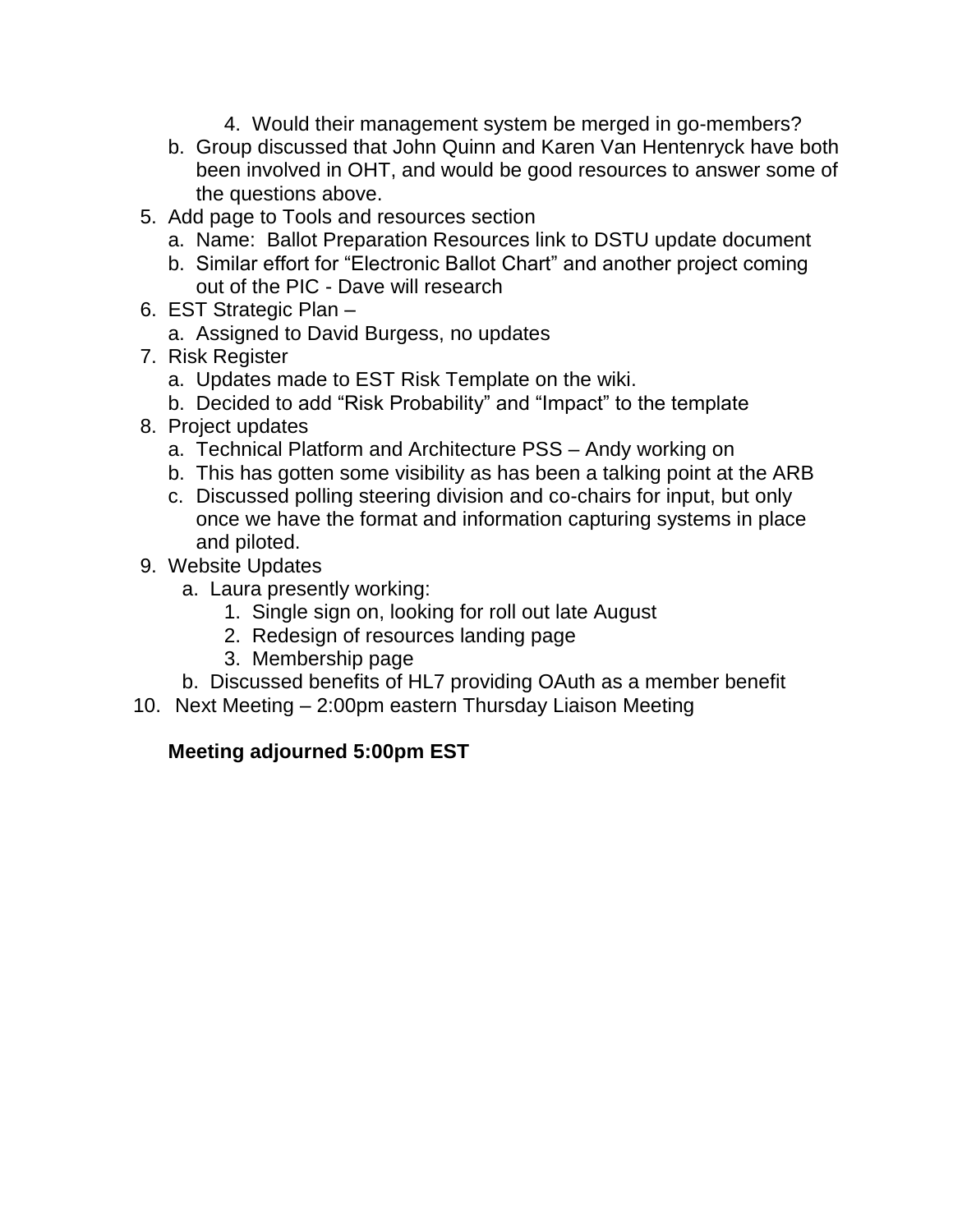4. Would their management system be merged in go-members?
   b. Group discussed that John Quinn and Karen Van Hentenryck have both been involved in OHT, and would be good resources to answer some of the questions above.
5. Add page to Tools and resources section
   a. Name: Ballot Preparation Resources link to DSTU update document
   b. Similar effort for "Electronic Ballot Chart" and another project coming out of the PIC - Dave will research
6. EST Strategic Plan –
   a. Assigned to David Burgess, no updates
7. Risk Register
   a. Updates made to EST Risk Template on the wiki.
   b. Decided to add "Risk Probability" and "Impact" to the template
8. Project updates
   a. Technical Platform and Architecture PSS – Andy working on
   b. This has gotten some visibility as has been a talking point at the ARB
   c. Discussed polling steering division and co-chairs for input, but only once we have the format and information capturing systems in place and piloted.
9. Website Updates
   a. Laura presently working:
      1. Single sign on, looking for roll out late August
      2. Redesign of resources landing page
      3. Membership page
   b. Discussed benefits of HL7 providing OAuth as a member benefit
10. Next Meeting – 2:00pm eastern Thursday Liaison Meeting

**Meeting adjourned 5:00pm EST**